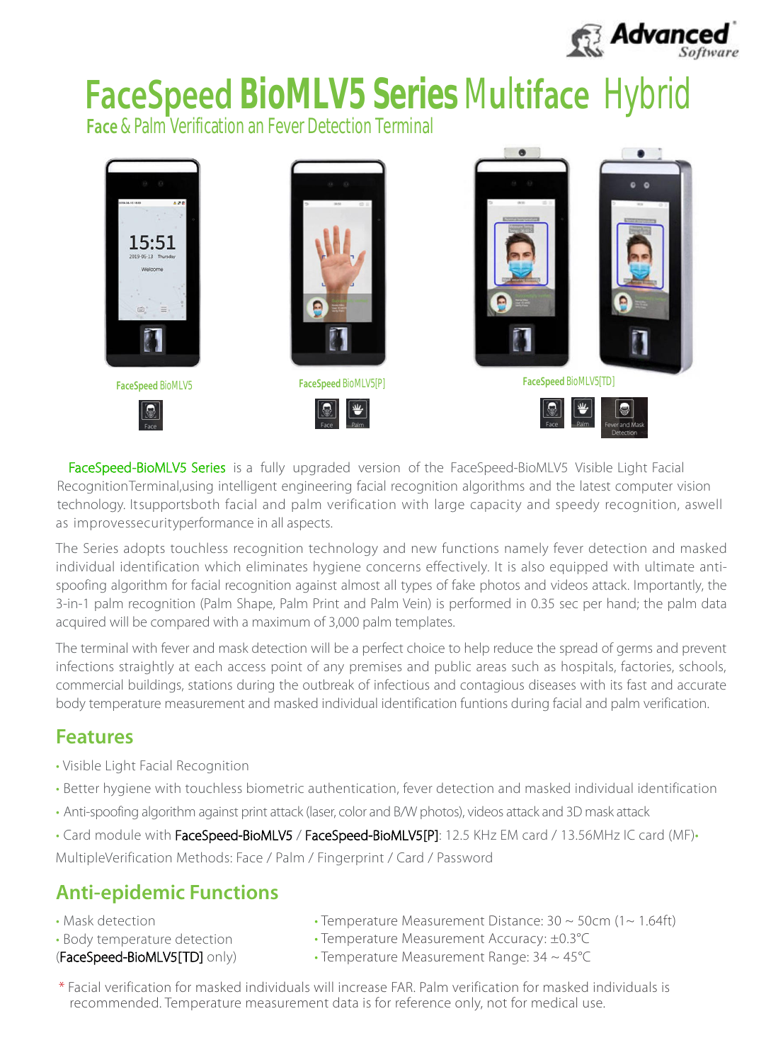# FaceSpeed BioMLV5 Series Multiface Hybrid

**Face** & Palm Verification an Fever Detection Terminal

FaceSpeed BioMLV5

Face

FaceSpeed BioMLV5[P]

Face Palm

FaceSpeed BioMLV5[TD]

Face Palm Fever and Mask Detection

FaceSpeed-BioMLV5 Series is a fully upgraded version of the FaceSpeed-BioMLV5 Visible Light Facial RecognitionTerminal,using intelligent engineering facial recognition algorithms and the latest computer vision technology. Itsupportsboth facial and palm verification with large capacity and speedy recognition, aswell as improvessecurityperformance in all aspects.

The Series adopts touchless recognition technology and new functions namely fever detection and masked individual identification which eliminates hygiene concerns effectively. It is also equipped with ultimate anti-spoofing algorithm for facial recognition against almost all types of fake photos and videos attack. Importantly, the 3-in-1 palm recognition (Palm Shape, Palm Print and Palm Vein) is performed in 0.35 sec per hand; the palm data acquired will be compared with a maximum of 3,000 palm templates.

The terminal with fever and mask detection will be a perfect choice to help reduce the spread of germs and prevent infections straightly at each access point of any premises and public areas such as hospitals, factories, schools, commercial buildings, stations during the outbreak of infectious and contagious diseases with its fast and accurate body temperature measurement and masked individual identification funtions during facial and palm verification.

## Features

- Visible Light Facial Recognition
- Better hygiene with touchless biometric authentication, fever detection and masked individual identification
- Anti-spoofing algorithm against print attack (laser, color and B/W photos), videos attack and 3D mask attack
- Card module with FaceSpeed-BioMLV5 / FaceSpeed-BioMLV5[P]: 12.5 KHz EM card / 13.56MHz IC card (MF)
- MultipleVerification Methods: Face / Palm / Fingerprint / Card / Password

## Anti-epidemic Functions

- Mask detection
- Body temperature detection (FaceSpeed-BioMLV5[TD] only)
- Temperature Measurement Distance: 30 ~ 50cm (1~ 1.64ft)
- Temperature Measurement Accuracy: ±0.3°C
- Temperature Measurement Range: 34 ~ 45°C

\* Facial verification for masked individuals will increase FAR. Palm verification for masked individuals is recommended. Temperature measurement data is for reference only, not for medical use.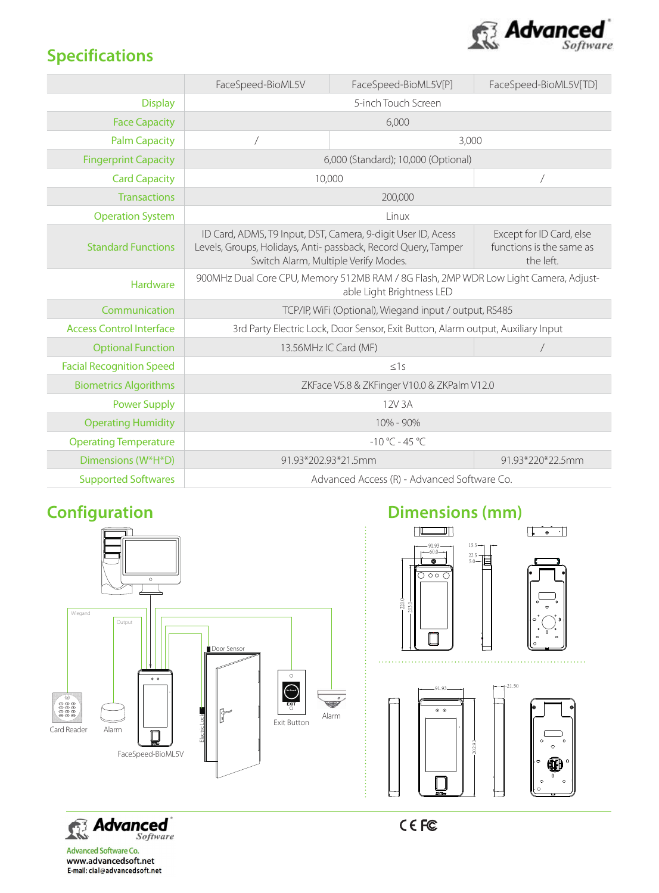## Specifications

| | FaceSpeed-BioML5V | FaceSpeed-BioML5V[P] | FaceSpeed-BioML5V[TD] |
|---|---|---|---|
| Display | 5-inch Touch Screen | | |
| Face Capacity | 6,000 | | |
| Palm Capacity | / | 3,000 | |
| Fingerprint Capacity | 6,000 (Standard); 10,000 (Optional) | | |
| Card Capacity | 10,000 | | / |
| Transactions | 200,000 | | |
| Operation System | Linux | | |
| Standard Functions | ID Card, ADMS, T9 Input, DST, Camera, 9-digit User ID, Acess Levels, Groups, Holidays, Anti- passback, Record Query, Tamper Switch Alarm, Multiple Verify Modes. | | Except for ID Card, else functions is the same as the left. |
| Hardware | 900MHz Dual Core CPU, Memory 512MB RAM / 8G Flash, 2MP WDR Low Light Camera, Adjustable Light Brightness LED | | |
| Communication | TCP/IP, WiFi (Optional), Wiegand input / output, RS485 | | |
| Access Control Interface | 3rd Party Electric Lock, Door Sensor, Exit Button, Alarm output, Auxiliary Input | | |
| Optional Function | 13.56MHz IC Card (MF) | | / |
| Facial Recognition Speed | ≤1s | | |
| Biometrics Algorithms | ZKFace V5.8 & ZKFinger V10.0 & ZKPalm V12.0 | | |
| Power Supply | 12V 3A | | |
| Operating Humidity | 10% - 90% | | |
| Operating Temperature | -10 °C - 45 °C | | |
| Dimensions (W*H*D) | 91.93*202.93*21.5mm | | 91.93*220*22.5mm |
| Supported Softwares | Advanced Access (R) - Advanced Software Co. | | |

## Configuration

Wiegand
Output
Door Sensor
Card Reader
Alarm
FaceSpeed-BioML5V
Electric Lock
Exit Button
Alarm

## Dimensions (mm)

91.93
60.0
15.5
22.5
5.0
220.0
200.0
91.93
21.50
202.93

Advanced Software Co.
www.advancedsoft.net
E-mail: cial@advancedsoft.net